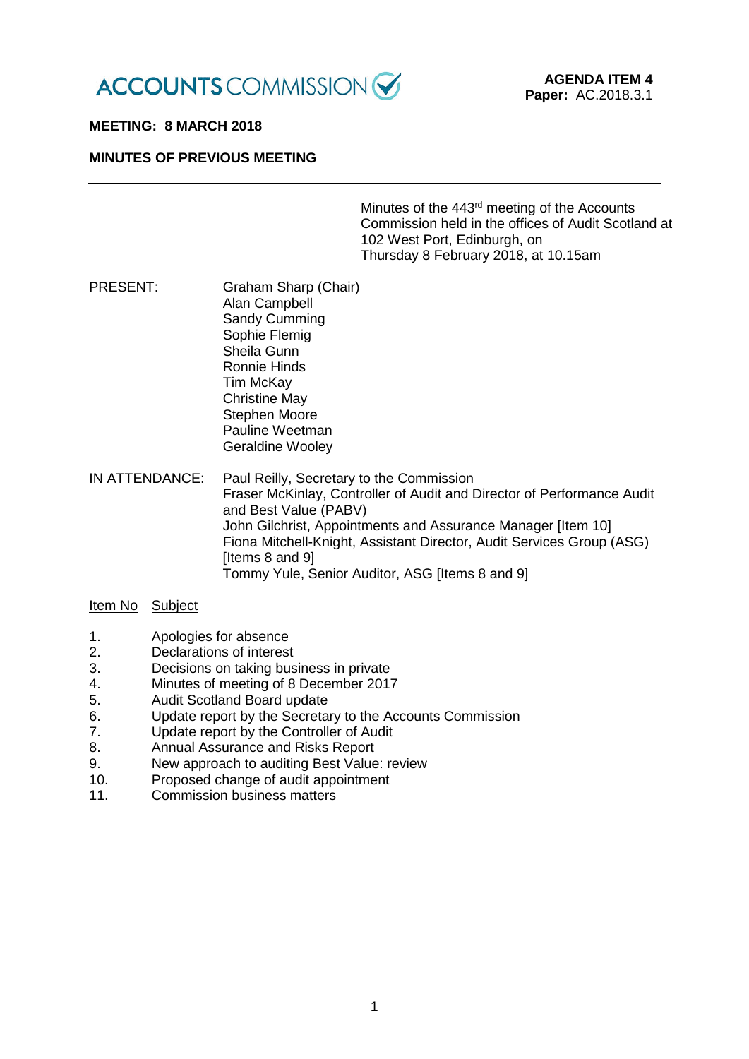ACCOUNTS COMMISSION

**AGENDA ITEM 4**
**Paper:** AC.2018.3.1

**MEETING: 8 MARCH 2018**

**MINUTES OF PREVIOUS MEETING**

---

Minutes of the 443rd meeting of the Accounts Commission held in the offices of Audit Scotland at 102 West Port, Edinburgh, on Thursday 8 February 2018, at 10.15am

PRESENT:

Graham Sharp (Chair)
Alan Campbell
Sandy Cumming
Sophie Flemig
Sheila Gunn
Ronnie Hinds
Tim McKay
Christine May
Stephen Moore
Pauline Weetman
Geraldine Wooley

IN ATTENDANCE:

Paul Reilly, Secretary to the Commission
Fraser McKinlay, Controller of Audit and Director of Performance Audit and Best Value (PABV)
John Gilchrist, Appointments and Assurance Manager [Item 10]
Fiona Mitchell-Knight, Assistant Director, Audit Services Group (ASG) [Items 8 and 9]
Tommy Yule, Senior Auditor, ASG [Items 8 and 9]

| Item No | Subject |
|---|---|
| 1. | Apologies for absence |
| 2. | Declarations of interest |
| 3. | Decisions on taking business in private |
| 4. | Minutes of meeting of 8 December 2017 |
| 5. | Audit Scotland Board update |
| 6. | Update report by the Secretary to the Accounts Commission |
| 7. | Update report by the Controller of Audit |
| 8. | Annual Assurance and Risks Report |
| 9. | New approach to auditing Best Value: review |
| 10. | Proposed change of audit appointment |
| 11. | Commission business matters |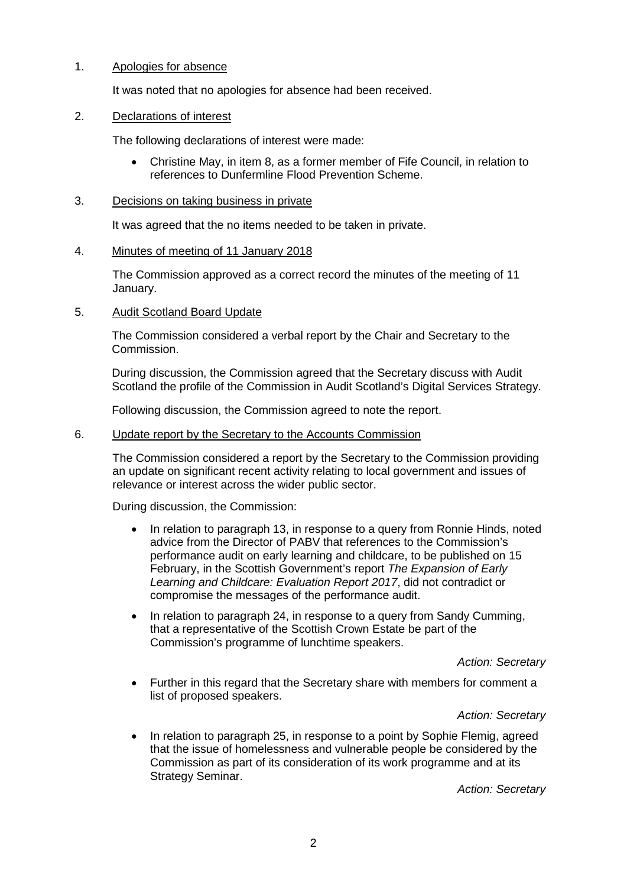1. <u>Apologies for absence</u>

   It was noted that no apologies for absence had been received.

2. <u>Declarations of interest</u>

   The following declarations of interest were made:

   - Christine May, in item 8, as a former member of Fife Council, in relation to references to Dunfermline Flood Prevention Scheme.

3. <u>Decisions on taking business in private</u>

   It was agreed that the no items needed to be taken in private.

4. <u>Minutes of meeting of 11 January 2018</u>

   The Commission approved as a correct record the minutes of the meeting of 11 January.

5. <u>Audit Scotland Board Update</u>

   The Commission considered a verbal report by the Chair and Secretary to the Commission.

   During discussion, the Commission agreed that the Secretary discuss with Audit Scotland the profile of the Commission in Audit Scotland's Digital Services Strategy.

   Following discussion, the Commission agreed to note the report.

6. <u>Update report by the Secretary to the Accounts Commission</u>

   The Commission considered a report by the Secretary to the Commission providing an update on significant recent activity relating to local government and issues of relevance or interest across the wider public sector.

   During discussion, the Commission:

   - In relation to paragraph 13, in response to a query from Ronnie Hinds, noted advice from the Director of PABV that references to the Commission's performance audit on early learning and childcare, to be published on 15 February, in the Scottish Government's report *The Expansion of Early Learning and Childcare: Evaluation Report 2017*, did not contradict or compromise the messages of the performance audit.

   - In relation to paragraph 24, in response to a query from Sandy Cumming, that a representative of the Scottish Crown Estate be part of the Commission's programme of lunchtime speakers.

     *Action: Secretary*

   - Further in this regard that the Secretary share with members for comment a list of proposed speakers.

     *Action: Secretary*

   - In relation to paragraph 25, in response to a point by Sophie Flemig, agreed that the issue of homelessness and vulnerable people be considered by the Commission as part of its consideration of its work programme and at its Strategy Seminar.

     *Action: Secretary*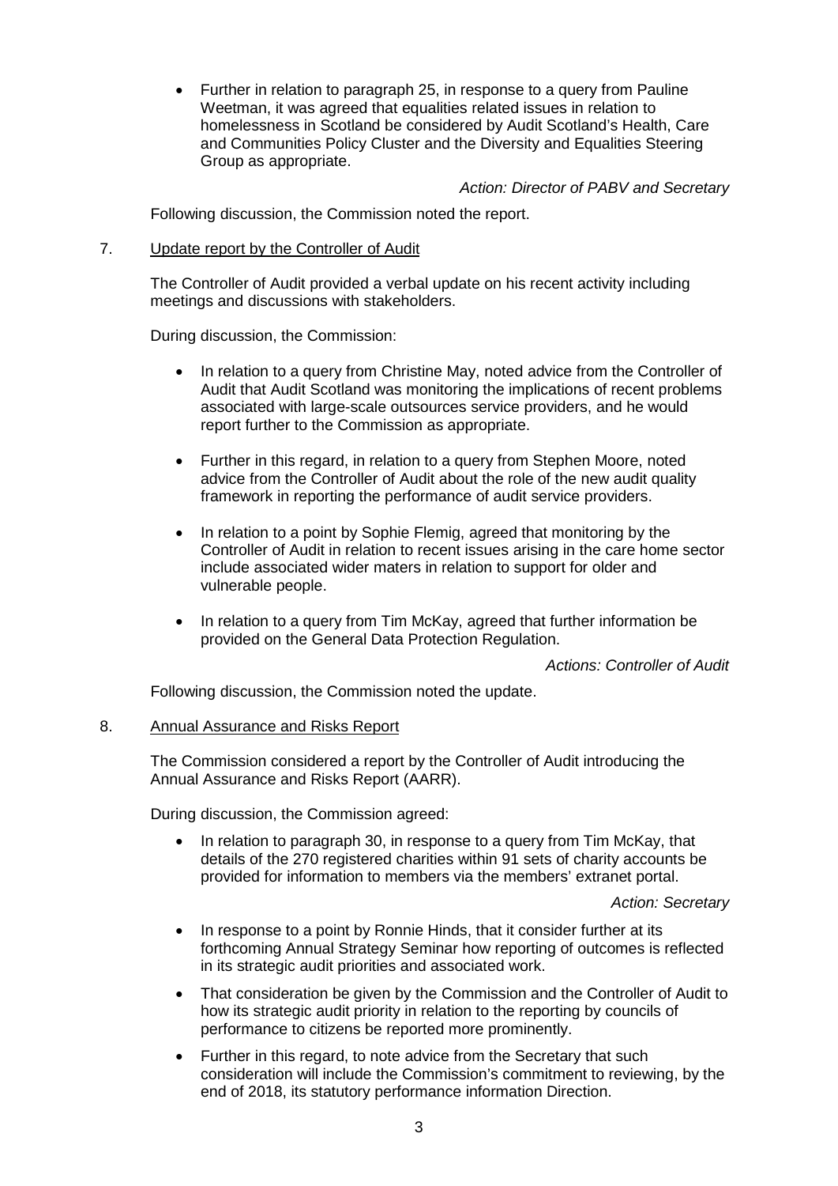- Further in relation to paragraph 25, in response to a query from Pauline Weetman, it was agreed that equalities related issues in relation to homelessness in Scotland be considered by Audit Scotland's Health, Care and Communities Policy Cluster and the Diversity and Equalities Steering Group as appropriate.

*Action: Director of PABV and Secretary*

Following discussion, the Commission noted the report.

7. Update report by the Controller of Audit

The Controller of Audit provided a verbal update on his recent activity including meetings and discussions with stakeholders.

During discussion, the Commission:

- In relation to a query from Christine May, noted advice from the Controller of Audit that Audit Scotland was monitoring the implications of recent problems associated with large-scale outsources service providers, and he would report further to the Commission as appropriate.

- Further in this regard, in relation to a query from Stephen Moore, noted advice from the Controller of Audit about the role of the new audit quality framework in reporting the performance of audit service providers.

- In relation to a point by Sophie Flemig, agreed that monitoring by the Controller of Audit in relation to recent issues arising in the care home sector include associated wider maters in relation to support for older and vulnerable people.

- In relation to a query from Tim McKay, agreed that further information be provided on the General Data Protection Regulation.

*Actions: Controller of Audit*

Following discussion, the Commission noted the update.

8. Annual Assurance and Risks Report

The Commission considered a report by the Controller of Audit introducing the Annual Assurance and Risks Report (AARR).

During discussion, the Commission agreed:

- In relation to paragraph 30, in response to a query from Tim McKay, that details of the 270 registered charities within 91 sets of charity accounts be provided for information to members via the members' extranet portal.

*Action: Secretary*

- In response to a point by Ronnie Hinds, that it consider further at its forthcoming Annual Strategy Seminar how reporting of outcomes is reflected in its strategic audit priorities and associated work.

- That consideration be given by the Commission and the Controller of Audit to how its strategic audit priority in relation to the reporting by councils of performance to citizens be reported more prominently.

- Further in this regard, to note advice from the Secretary that such consideration will include the Commission's commitment to reviewing, by the end of 2018, its statutory performance information Direction.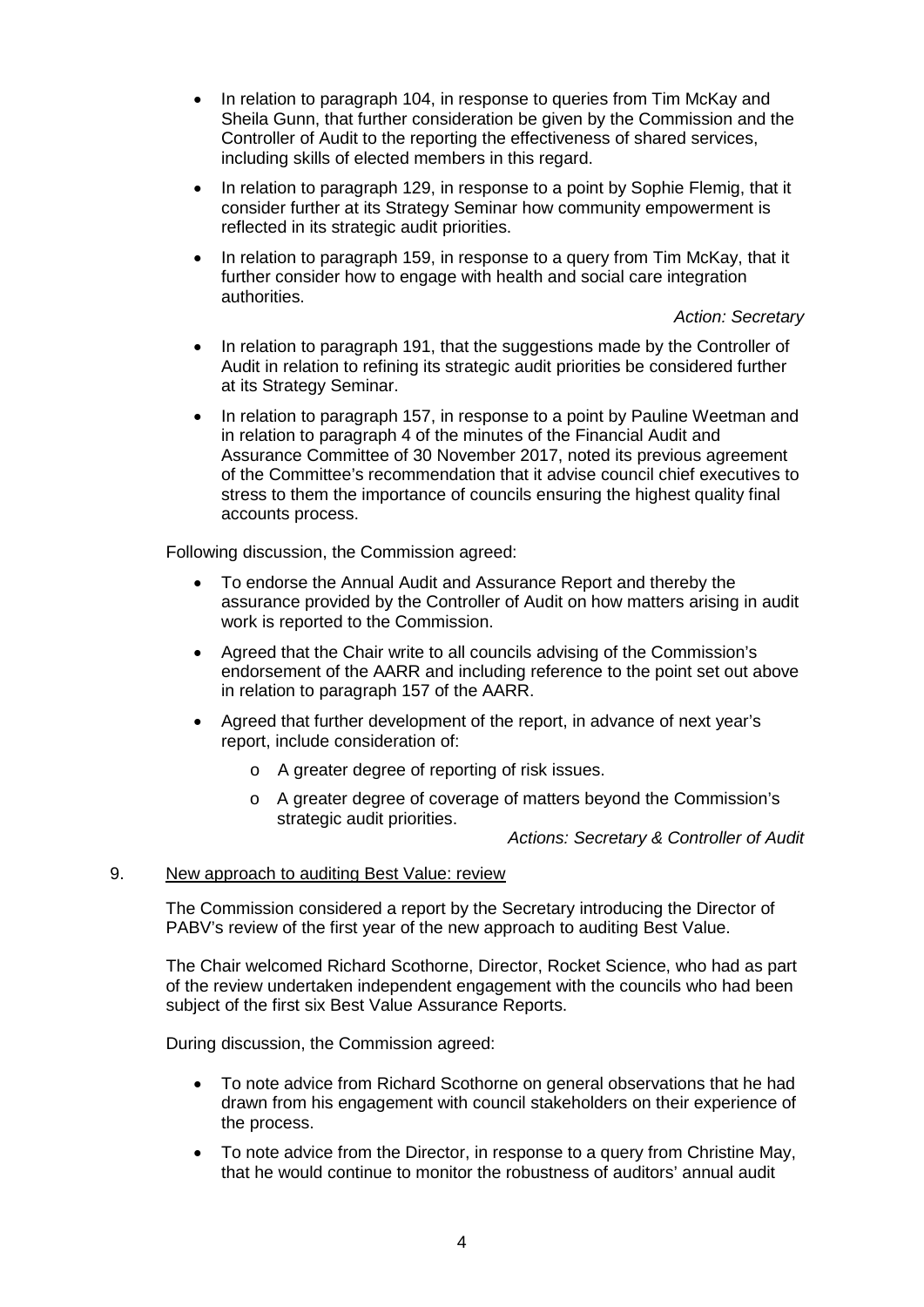- In relation to paragraph 104, in response to queries from Tim McKay and Sheila Gunn, that further consideration be given by the Commission and the Controller of Audit to the reporting the effectiveness of shared services, including skills of elected members in this regard.
- In relation to paragraph 129, in response to a point by Sophie Flemig, that it consider further at its Strategy Seminar how community empowerment is reflected in its strategic audit priorities.
- In relation to paragraph 159, in response to a query from Tim McKay, that it further consider how to engage with health and social care integration authorities.

*Action: Secretary*

- In relation to paragraph 191, that the suggestions made by the Controller of Audit in relation to refining its strategic audit priorities be considered further at its Strategy Seminar.
- In relation to paragraph 157, in response to a point by Pauline Weetman and in relation to paragraph 4 of the minutes of the Financial Audit and Assurance Committee of 30 November 2017, noted its previous agreement of the Committee's recommendation that it advise council chief executives to stress to them the importance of councils ensuring the highest quality final accounts process.

Following discussion, the Commission agreed:

- To endorse the Annual Audit and Assurance Report and thereby the assurance provided by the Controller of Audit on how matters arising in audit work is reported to the Commission.
- Agreed that the Chair write to all councils advising of the Commission's endorsement of the AARR and including reference to the point set out above in relation to paragraph 157 of the AARR.
- Agreed that further development of the report, in advance of next year's report, include consideration of:
  - A greater degree of reporting of risk issues.
  - A greater degree of coverage of matters beyond the Commission's strategic audit priorities.

*Actions: Secretary & Controller of Audit*

9. New approach to auditing Best Value: review

The Commission considered a report by the Secretary introducing the Director of PABV's review of the first year of the new approach to auditing Best Value.

The Chair welcomed Richard Scothorne, Director, Rocket Science, who had as part of the review undertaken independent engagement with the councils who had been subject of the first six Best Value Assurance Reports.

During discussion, the Commission agreed:

- To note advice from Richard Scothorne on general observations that he had drawn from his engagement with council stakeholders on their experience of the process.
- To note advice from the Director, in response to a query from Christine May, that he would continue to monitor the robustness of auditors' annual audit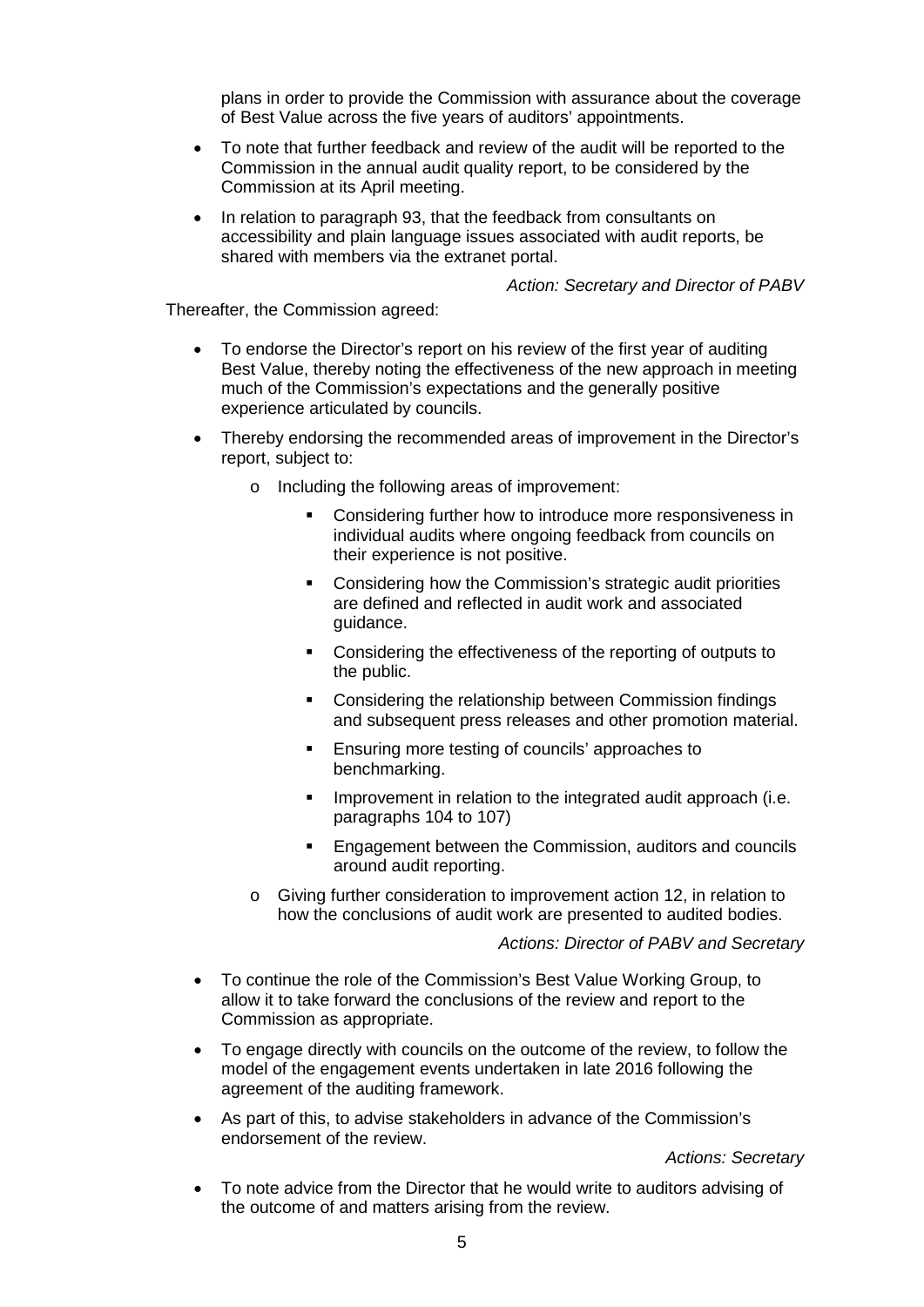plans in order to provide the Commission with assurance about the coverage of Best Value across the five years of auditors' appointments.

- To note that further feedback and review of the audit will be reported to the Commission in the annual audit quality report, to be considered by the Commission at its April meeting.
- In relation to paragraph 93, that the feedback from consultants on accessibility and plain language issues associated with audit reports, be shared with members via the extranet portal.

*Action: Secretary and Director of PABV*

Thereafter, the Commission agreed:

- To endorse the Director's report on his review of the first year of auditing Best Value, thereby noting the effectiveness of the new approach in meeting much of the Commission's expectations and the generally positive experience articulated by councils.
- Thereby endorsing the recommended areas of improvement in the Director's report, subject to:
    - Including the following areas of improvement:
        - Considering further how to introduce more responsiveness in individual audits where ongoing feedback from councils on their experience is not positive.
        - Considering how the Commission's strategic audit priorities are defined and reflected in audit work and associated guidance.
        - Considering the effectiveness of the reporting of outputs to the public.
        - Considering the relationship between Commission findings and subsequent press releases and other promotion material.
        - Ensuring more testing of councils' approaches to benchmarking.
        - Improvement in relation to the integrated audit approach (i.e. paragraphs 104 to 107)
        - Engagement between the Commission, auditors and councils around audit reporting.
    - Giving further consideration to improvement action 12, in relation to how the conclusions of audit work are presented to audited bodies.

*Actions: Director of PABV and Secretary*

- To continue the role of the Commission's Best Value Working Group, to allow it to take forward the conclusions of the review and report to the Commission as appropriate.
- To engage directly with councils on the outcome of the review, to follow the model of the engagement events undertaken in late 2016 following the agreement of the auditing framework.
- As part of this, to advise stakeholders in advance of the Commission's endorsement of the review.

*Actions: Secretary*

- To note advice from the Director that he would write to auditors advising of the outcome of and matters arising from the review.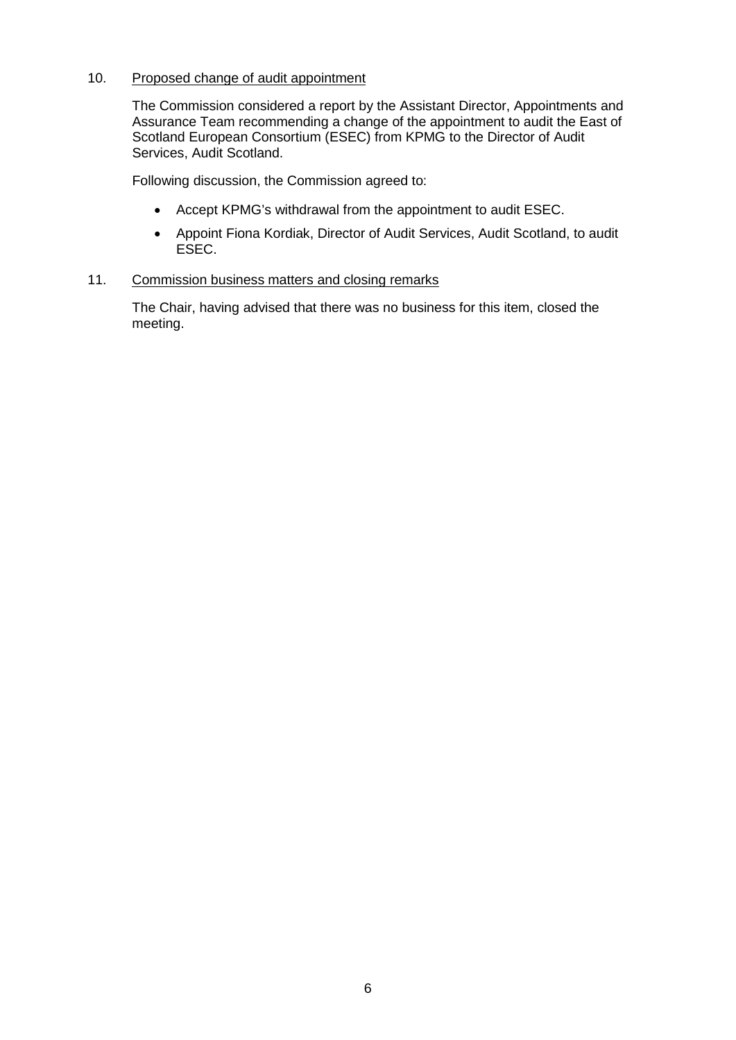10. Proposed change of audit appointment

The Commission considered a report by the Assistant Director, Appointments and Assurance Team recommending a change of the appointment to audit the East of Scotland European Consortium (ESEC) from KPMG to the Director of Audit Services, Audit Scotland.

Following discussion, the Commission agreed to:

- Accept KPMG's withdrawal from the appointment to audit ESEC.
- Appoint Fiona Kordiak, Director of Audit Services, Audit Scotland, to audit ESEC.

11. Commission business matters and closing remarks

The Chair, having advised that there was no business for this item, closed the meeting.